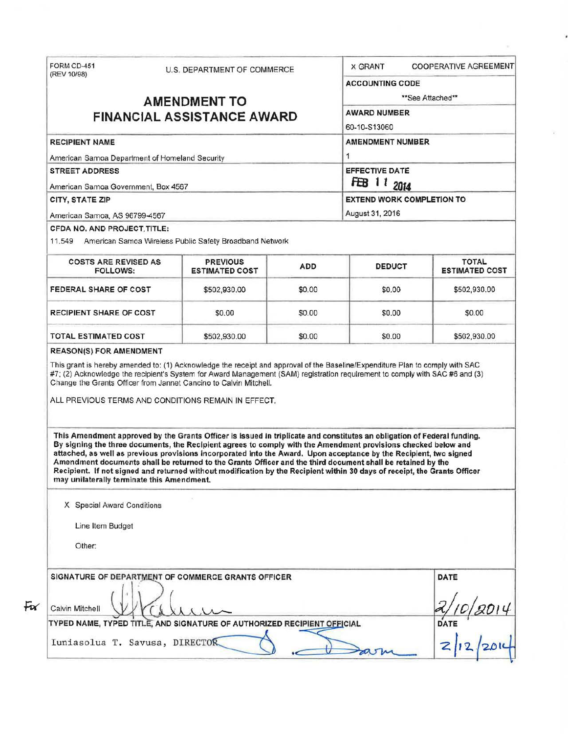FORM CD-451
(REV 10/98)

U.S. DEPARTMENT OF COMMERCE

# AMENDMENT TO FINANCIAL ASSISTANCE AWARD

X GRANT COOPERATIVE AGREEMENT

**ACCOUNTING CODE**
\*\*See Attached\*\*

**AWARD NUMBER**
60-10-S13060

**RECIPIENT NAME**
American Samoa Department of Homeland Security

**AMENDMENT NUMBER**
1

**STREET ADDRESS**
American Samoa Government, Box 4567

**EFFECTIVE DATE**
FEB 11 2014

**CITY, STATE ZIP**
American Samoa, AS 96799-4567

**EXTEND WORK COMPLETION TO**
August 31, 2016

**CFDA NO. AND PROJECT TITLE:**
11.549 American Samoa Wireless Public Safety Broadband Network

| COSTS ARE REVISED AS FOLLOWS: | PREVIOUS ESTIMATED COST | ADD | DEDUCT | TOTAL ESTIMATED COST |
|---|---|---|---|---|
| FEDERAL SHARE OF COST | $502,930.00 | $0.00 | $0.00 | $502,930.00 |
| RECIPIENT SHARE OF COST | $0.00 | $0.00 | $0.00 | $0.00 |
| TOTAL ESTIMATED COST | $502,930.00 | $0.00 | $0.00 | $502,930.00 |

**REASON(S) FOR AMENDMENT**

This grant is hereby amended to: (1) Acknowledge the receipt and approval of the Baseline/Expenditure Plan to comply with SAC #7; (2) Acknowledge the recipient's System for Award Management (SAM) registration requirement to comply with SAC #6 and (3) Change the Grants Officer from Jannet Cancino to Calvin Mitchell.

ALL PREVIOUS TERMS AND CONDITIONS REMAIN IN EFFECT.

**This Amendment approved by the Grants Officer is issued in triplicate and constitutes an obligation of Federal funding. By signing the three documents, the Recipient agrees to comply with the Amendment provisions checked below and attached, as well as previous provisions incorporated into the Award. Upon acceptance by the Recipient, two signed Amendment documents shall be returned to the Grants Officer and the third document shall be retained by the Recipient. If not signed and returned without modification by the Recipient within 30 days of receipt, the Grants Officer may unilaterally terminate this Amendment.**

X Special Award Conditions

Line Item Budget

Other:

**SIGNATURE OF DEPARTMENT OF COMMERCE GRANTS OFFICER**
For Calvin Mitchell

**DATE**
2/10/2014

**TYPED NAME, TYPED TITLE, AND SIGNATURE OF AUTHORIZED RECIPIENT OFFICIAL**
Iuniasolua T. Savusa, DIRECTOR

**DATE**
2/12/2014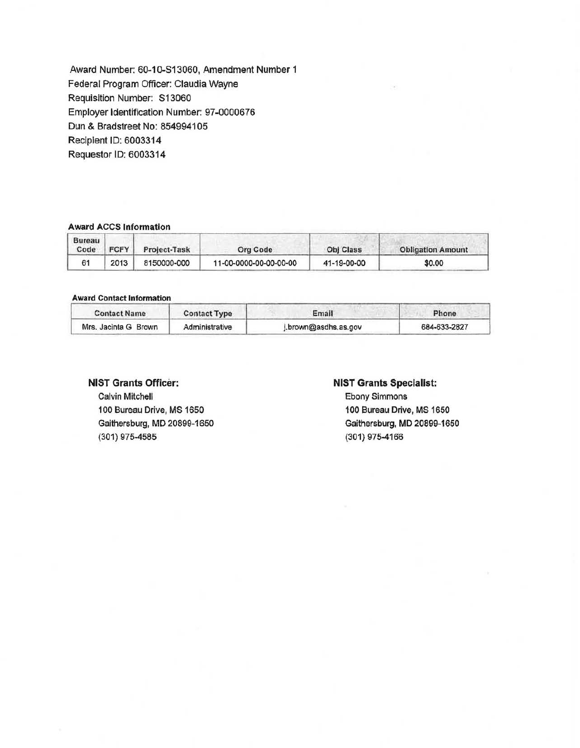Award Number: 60-10-S13060, Amendment Number 1
Federal Program Officer: Claudia Wayne
Requisition Number: S13060
Employer Identification Number: 97-0000676
Dun & Bradstreet No: 854994105
Recipient ID: 6003314
Requestor ID: 6003314

**Award ACCS Information**

| Bureau Code | FCFY | Project-Task | Org Code | Obj Class | Obligation Amount |
|---|---|---|---|---|---|
| 61 | 2013 | 8150000-000 | 11-00-0000-00-00-00-00 | 41-19-00-00 | $0.00 |

**Award Contact Information**

| Contact Name | Contact Type | Email | Phone |
|---|---|---|---|
| Mrs. Jacinta G Brown | Administrative | j.brown@asdhs.as.gov | 684-633-2827 |

**NIST Grants Officer:**
Calvin Mitchell
100 Bureau Drive, MS 1650
Gaithersburg, MD 20899-1650
(301) 975-4585

**NIST Grants Specialist:**
Ebony Simmons
100 Bureau Drive, MS 1650
Gaithersburg, MD 20899-1650
(301) 975-4166